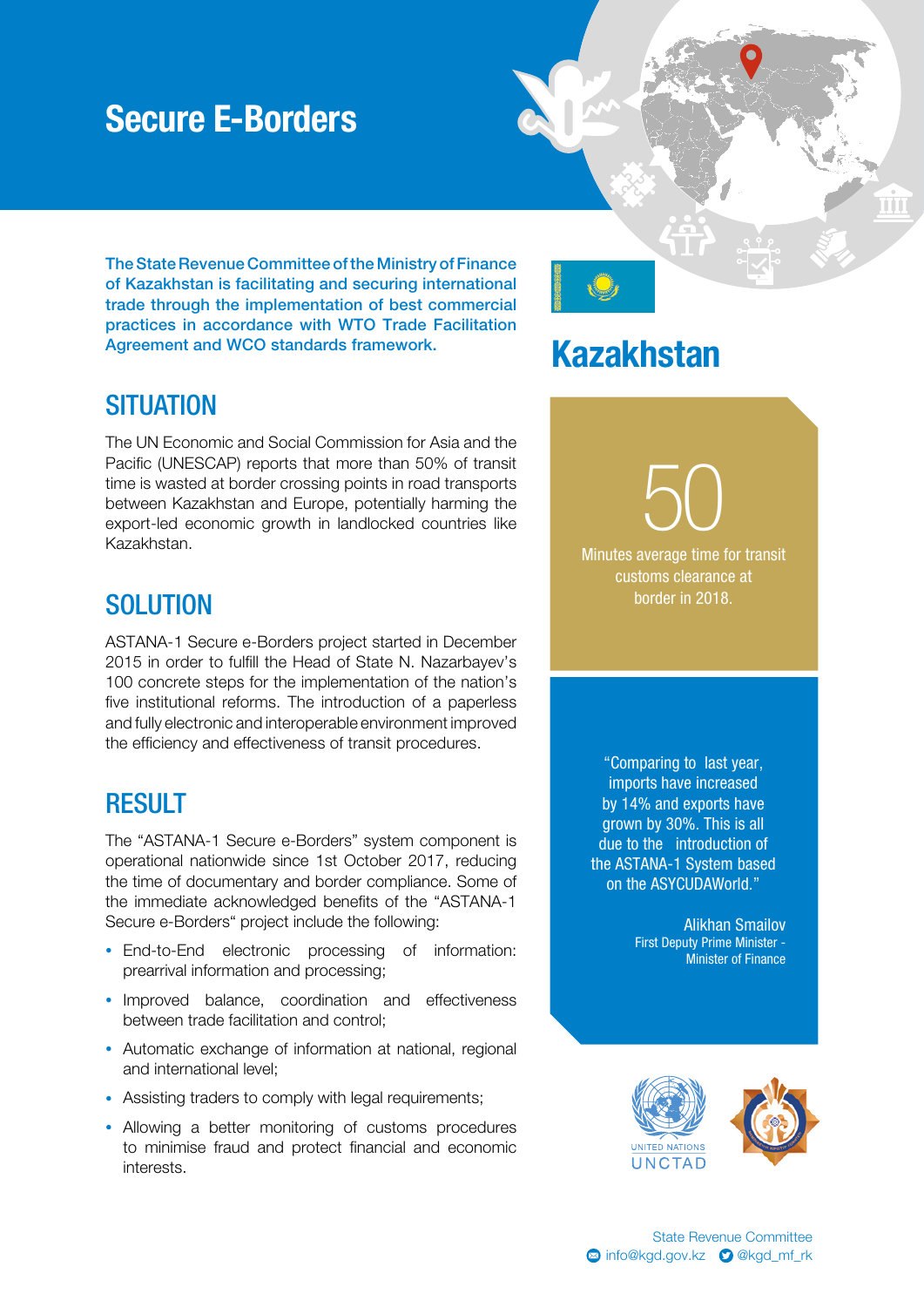# Secure E-Borders

**The State Revenue Committee of the Ministry of Finance of Kazakhstan is facilitating and securing international trade through the implementation of best commercial practices in accordance with WTO Trade Facilitation Agreement and WCO standards framework.**

## SITUATION

The UN Economic and Social Commission for Asia and the Pacific (UNESCAP) reports that more than 50% of transit time is wasted at border crossing points in road transports between Kazakhstan and Europe, potentially harming the export-led economic growth in landlocked countries like Kazakhstan.

## SOLUTION

ASTANA-1 Secure e-Borders project started in December 2015 in order to fulfill the Head of State N. Nazarbayev's 100 concrete steps for the implementation of the nation's five institutional reforms. The introduction of a paperless and fully electronic and interoperable environment improved the efficiency and effectiveness of transit procedures.

## RESULT

The "ASTANA-1 Secure e-Borders" system component is operational nationwide since 1st October 2017, reducing the time of documentary and border compliance. Some of the immediate acknowledged benefits of the "ASTANA-1 Secure e-Borders" project include the following:

- End-to-End electronic processing of information: prearrival information and processing;
- Improved balance, coordination and effectiveness between trade facilitation and control;
- Automatic exchange of information at national, regional and international level;
- Assisting traders to comply with legal requirements;
- Allowing a better monitoring of customs procedures to minimise fraud and protect financial and economic interests.

# Kazakhstan

**50**

Minutes average time for transit customs clearance at border in 2018.

"Comparing to last year, imports have increased by 14% and exports have grown by 30%. This is all due to the introduction of the ASTANA-1 System based on the ASYCUDAWorld."

Alikhan Smailov
First Deputy Prime Minister - Minister of Finance

UNITED NATIONS
UNCTAD

State Revenue Committee
info@kgd.gov.kz @kgd_mf_rk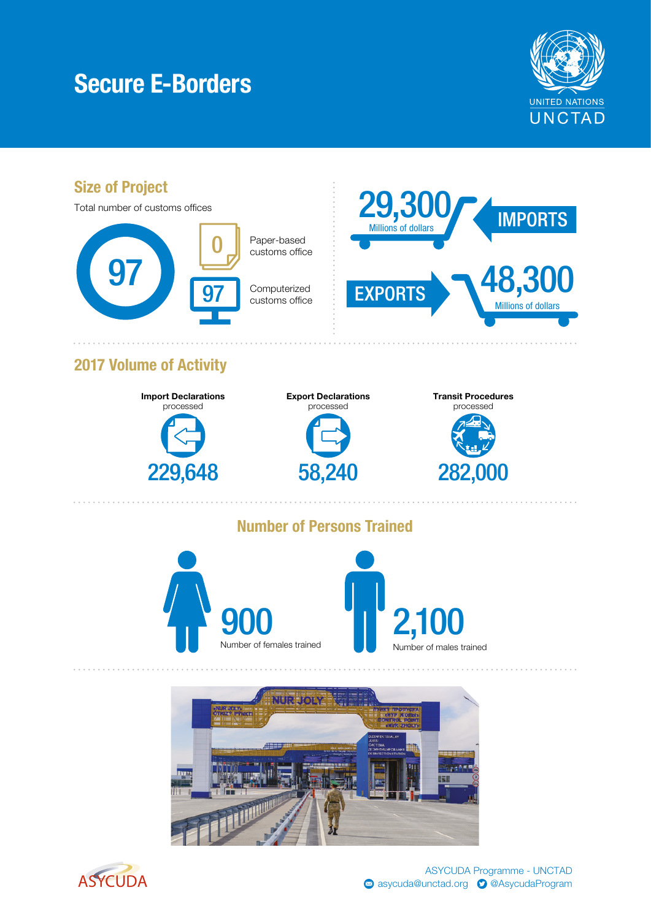# Secure E-Borders

UNITED NATIONS
UNCTAD

## Size of Project

Total number of customs offices

97

0 Paper-based customs office

97 Computerized customs office

29,300
Millions of dollars
IMPORTS

EXPORTS
48,300
Millions of dollars

## 2017 Volume of Activity

**Import Declarations** processed
229,648

**Export Declarations** processed
58,240

**Transit Procedures** processed
282,000

## Number of Persons Trained

900
Number of females trained

2,100
Number of males trained

ASYCUDA

ASYCUDA Programme - UNCTAD
asycuda@unctad.org @AsycudaProgram